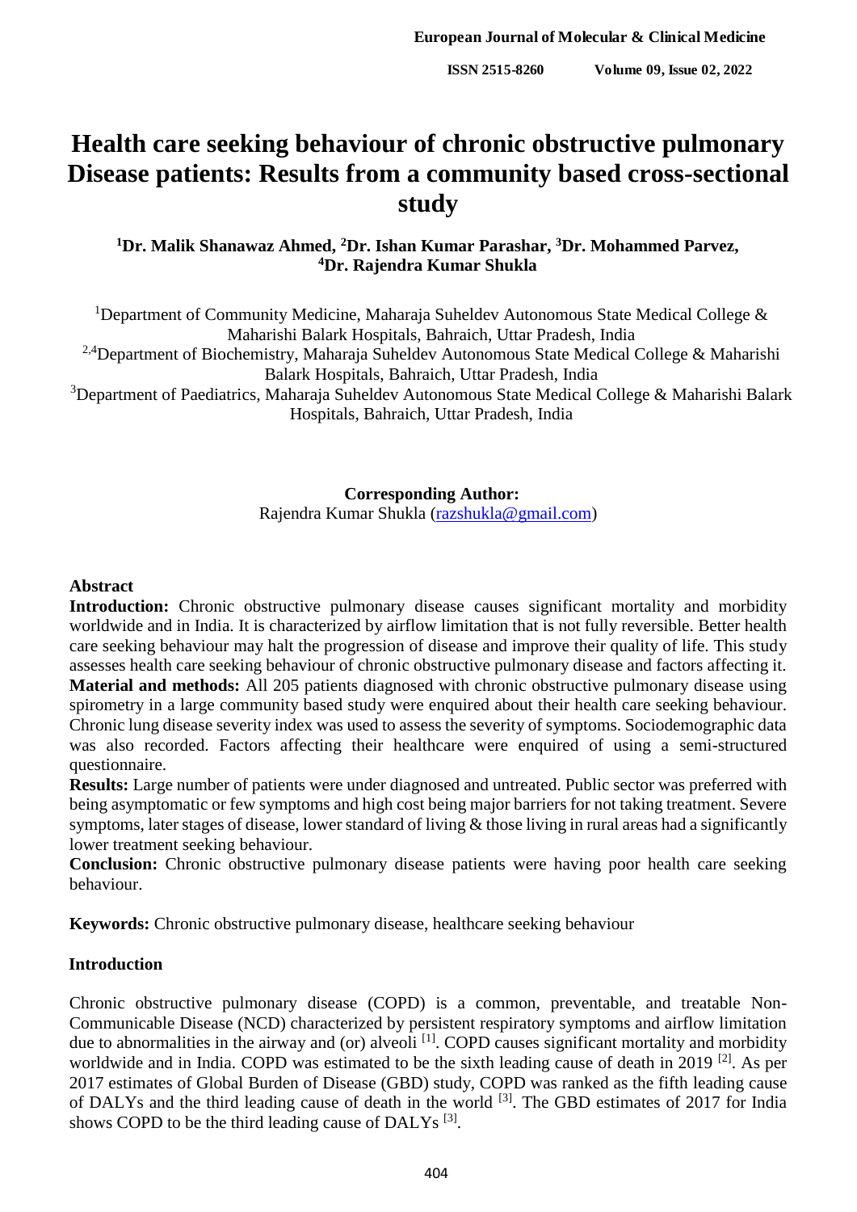# Health care seeking behaviour of chronic obstructive pulmonary Disease patients: Results from a community based cross-sectional study

**[1]Dr. Malik Shanawaz Ahmed, [2]Dr. Ishan Kumar Parashar, [3]Dr. Mohammed Parvez, [4]Dr. Rajendra Kumar Shukla**

[1]Department of Community Medicine, Maharaja Suheldev Autonomous State Medical College & Maharishi Balark Hospitals, Bahraich, Uttar Pradesh, India

[2,4]Department of Biochemistry, Maharaja Suheldev Autonomous State Medical College & Maharishi Balark Hospitals, Bahraich, Uttar Pradesh, India

[3]Department of Paediatrics, Maharaja Suheldev Autonomous State Medical College & Maharishi Balark Hospitals, Bahraich, Uttar Pradesh, India

**Corresponding Author:**
Rajendra Kumar Shukla (razshukla@gmail.com)

## Abstract

**Introduction:** Chronic obstructive pulmonary disease causes significant mortality and morbidity worldwide and in India. It is characterized by airflow limitation that is not fully reversible. Better health care seeking behaviour may halt the progression of disease and improve their quality of life. This study assesses health care seeking behaviour of chronic obstructive pulmonary disease and factors affecting it.

**Material and methods:** All 205 patients diagnosed with chronic obstructive pulmonary disease using spirometry in a large community based study were enquired about their health care seeking behaviour. Chronic lung disease severity index was used to assess the severity of symptoms. Sociodemographic data was also recorded. Factors affecting their healthcare were enquired of using a semi-structured questionnaire.

**Results:** Large number of patients were under diagnosed and untreated. Public sector was preferred with being asymptomatic or few symptoms and high cost being major barriers for not taking treatment. Severe symptoms, later stages of disease, lower standard of living & those living in rural areas had a significantly lower treatment seeking behaviour.

**Conclusion:** Chronic obstructive pulmonary disease patients were having poor health care seeking behaviour.

**Keywords:** Chronic obstructive pulmonary disease, healthcare seeking behaviour

## Introduction

Chronic obstructive pulmonary disease (COPD) is a common, preventable, and treatable Non-Communicable Disease (NCD) characterized by persistent respiratory symptoms and airflow limitation due to abnormalities in the airway and (or) alveoli [1]. COPD causes significant mortality and morbidity worldwide and in India. COPD was estimated to be the sixth leading cause of death in 2019 [2]. As per 2017 estimates of Global Burden of Disease (GBD) study, COPD was ranked as the fifth leading cause of DALYs and the third leading cause of death in the world [3]. The GBD estimates of 2017 for India shows COPD to be the third leading cause of DALYs [3].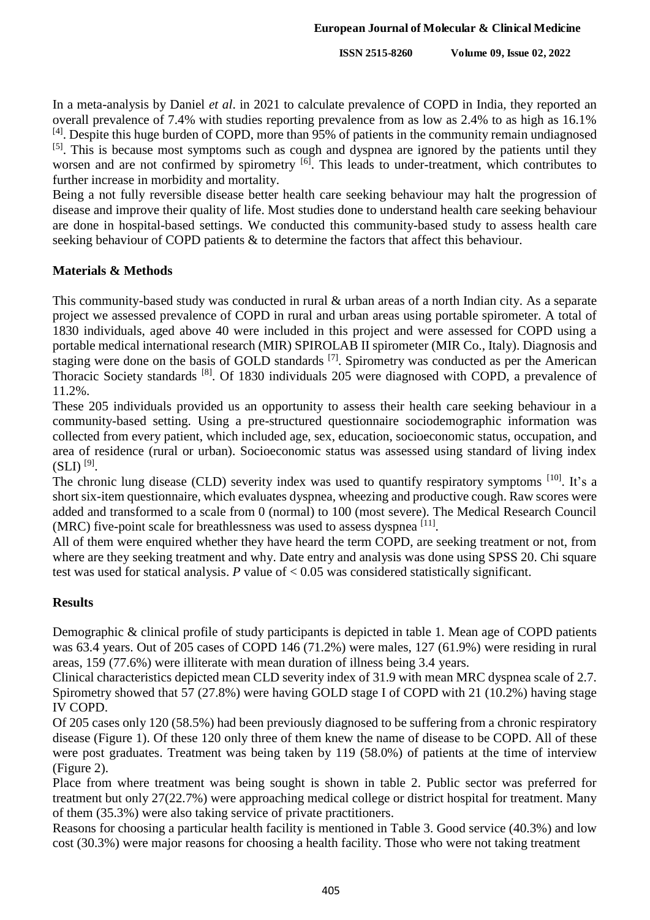In a meta-analysis by Daniel *et al*. in 2021 to calculate prevalence of COPD in India, they reported an overall prevalence of 7.4% with studies reporting prevalence from as low as 2.4% to as high as 16.1% [4]. Despite this huge burden of COPD, more than 95% of patients in the community remain undiagnosed [5]. This is because most symptoms such as cough and dyspnea are ignored by the patients until they worsen and are not confirmed by spirometry [6]. This leads to under-treatment, which contributes to further increase in morbidity and mortality.

Being a not fully reversible disease better health care seeking behaviour may halt the progression of disease and improve their quality of life. Most studies done to understand health care seeking behaviour are done in hospital-based settings. We conducted this community-based study to assess health care seeking behaviour of COPD patients & to determine the factors that affect this behaviour.

## Materials & Methods

This community-based study was conducted in rural & urban areas of a north Indian city. As a separate project we assessed prevalence of COPD in rural and urban areas using portable spirometer. A total of 1830 individuals, aged above 40 were included in this project and were assessed for COPD using a portable medical international research (MIR) SPIROLAB II spirometer (MIR Co., Italy). Diagnosis and staging were done on the basis of GOLD standards [7]. Spirometry was conducted as per the American Thoracic Society standards [8]. Of 1830 individuals 205 were diagnosed with COPD, a prevalence of 11.2%.

These 205 individuals provided us an opportunity to assess their health care seeking behaviour in a community-based setting. Using a pre-structured questionnaire sociodemographic information was collected from every patient, which included age, sex, education, socioeconomic status, occupation, and area of residence (rural or urban). Socioeconomic status was assessed using standard of living index (SLI) [9].

The chronic lung disease (CLD) severity index was used to quantify respiratory symptoms [10]. It's a short six-item questionnaire, which evaluates dyspnea, wheezing and productive cough. Raw scores were added and transformed to a scale from 0 (normal) to 100 (most severe). The Medical Research Council (MRC) five-point scale for breathlessness was used to assess dyspnea [11].

All of them were enquired whether they have heard the term COPD, are seeking treatment or not, from where are they seeking treatment and why. Date entry and analysis was done using SPSS 20. Chi square test was used for statical analysis. *P* value of $< 0.05$ was considered statistically significant.

## Results

Demographic & clinical profile of study participants is depicted in table 1. Mean age of COPD patients was 63.4 years. Out of 205 cases of COPD 146 (71.2%) were males, 127 (61.9%) were residing in rural areas, 159 (77.6%) were illiterate with mean duration of illness being 3.4 years.

Clinical characteristics depicted mean CLD severity index of 31.9 with mean MRC dyspnea scale of 2.7. Spirometry showed that 57 (27.8%) were having GOLD stage I of COPD with 21 (10.2%) having stage IV COPD.

Of 205 cases only 120 (58.5%) had been previously diagnosed to be suffering from a chronic respiratory disease (Figure 1). Of these 120 only three of them knew the name of disease to be COPD. All of these were post graduates. Treatment was being taken by 119 (58.0%) of patients at the time of interview (Figure 2).

Place from where treatment was being sought is shown in table 2. Public sector was preferred for treatment but only 27(22.7%) were approaching medical college or district hospital for treatment. Many of them (35.3%) were also taking service of private practitioners.

Reasons for choosing a particular health facility is mentioned in Table 3. Good service (40.3%) and low cost (30.3%) were major reasons for choosing a health facility. Those who were not taking treatment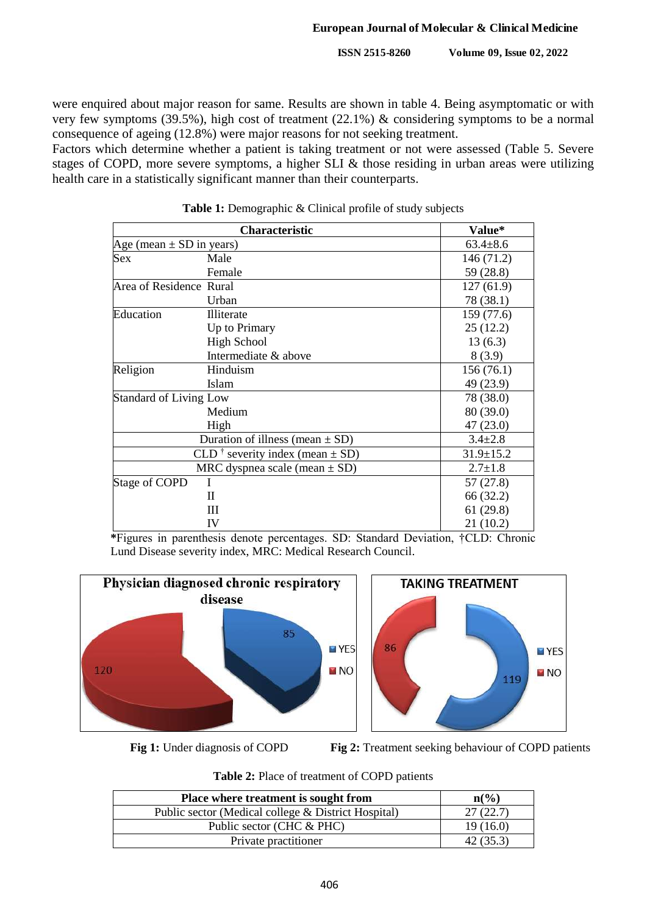were enquired about major reason for same. Results are shown in table 4. Being asymptomatic or with very few symptoms (39.5%), high cost of treatment (22.1%) & considering symptoms to be a normal consequence of ageing (12.8%) were major reasons for not seeking treatment.

Factors which determine whether a patient is taking treatment or not were assessed (Table 5. Severe stages of COPD, more severe symptoms, a higher SLI & those residing in urban areas were utilizing health care in a statistically significant manner than their counterparts.

**Table 1:** Demographic & Clinical profile of study subjects

| Characteristic | | Value* |
|---|---|---|
| Age (mean ± SD in years) | | 63.4±8.6 |
| Sex | Male | 146 (71.2) |
| | Female | 59 (28.8) |
| Area of Residence | Rural | 127 (61.9) |
| | Urban | 78 (38.1) |
| Education | Illiterate | 159 (77.6) |
| | Up to Primary | 25 (12.2) |
| | High School | 13 (6.3) |
| | Intermediate & above | 8 (3.9) |
| Religion | Hinduism | 156 (76.1) |
| | Islam | 49 (23.9) |
| Standard of Living | Low | 78 (38.0) |
| | Medium | 80 (39.0) |
| | High | 47 (23.0) |
| Duration of illness (mean ± SD) | | 3.4±2.8 |
| CLD † severity index (mean ± SD) | | 31.9±15.2 |
| MRC dyspnea scale (mean ± SD) | | 2.7±1.8 |
| Stage of COPD | I | 57 (27.8) |
| | II | 66 (32.2) |
| | III | 61 (29.8) |
| | IV | 21 (10.2) |

*Figures in parenthesis denote percentages. SD: Standard Deviation, †CLD: Chronic Lund Disease severity index, MRC: Medical Research Council.

**Fig 1:** Under diagnosis of COPD

**Fig 2:** Treatment seeking behaviour of COPD patients

**Table 2:** Place of treatment of COPD patients

| Place where treatment is sought from | n(%) |
|---|---|
| Public sector (Medical college & District Hospital) | 27 (22.7) |
| Public sector (CHC & PHC) | 19 (16.0) |
| Private practitioner | 42 (35.3) |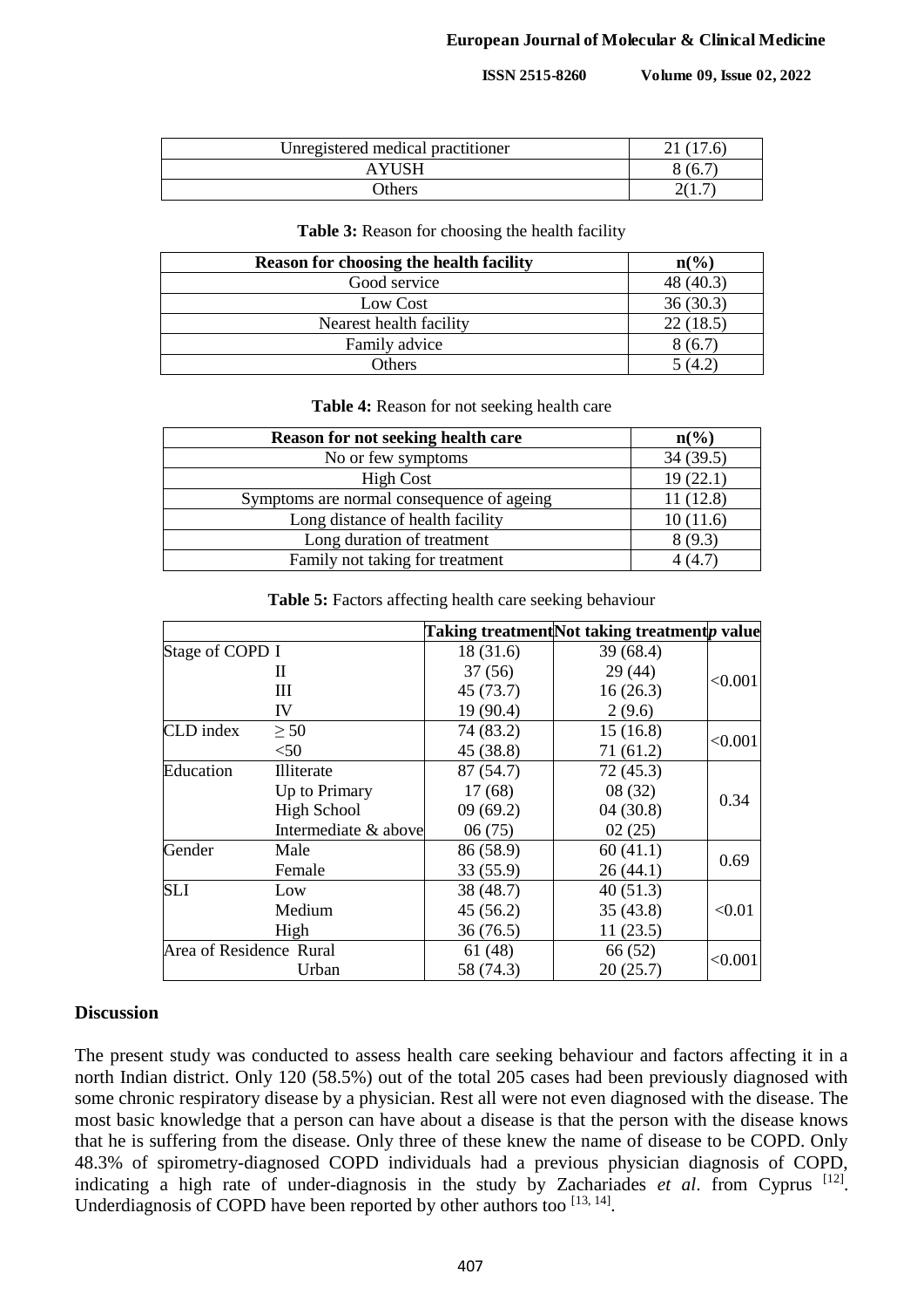| Unregistered medical practitioner | 21 (17.6) |
|---|---|
| AYUSH | 8 (6.7) |
| Others | 2(1.7) |

**Table 3:** Reason for choosing the health facility

| Reason for choosing the health facility | n(%) |
|---|---|
| Good service | 48 (40.3) |
| Low Cost | 36 (30.3) |
| Nearest health facility | 22 (18.5) |
| Family advice | 8 (6.7) |
| Others | 5 (4.2) |

**Table 4:** Reason for not seeking health care

| Reason for not seeking health care | n(%) |
|---|---|
| No or few symptoms | 34 (39.5) |
| High Cost | 19 (22.1) |
| Symptoms are normal consequence of ageing | 11 (12.8) |
| Long distance of health facility | 10 (11.6) |
| Long duration of treatment | 8 (9.3) |
| Family not taking for treatment | 4 (4.7) |

**Table 5:** Factors affecting health care seeking behaviour

| | | Taking treatment | Not taking treatment | *p* value |
|---|---|---|---|---|
| Stage of COPD | I | 18 (31.6) | 39 (68.4) | <0.001 |
| | II | 37 (56) | 29 (44) | |
| | III | 45 (73.7) | 16 (26.3) | |
| | IV | 19 (90.4) | 2 (9.6) | |
| CLD index | ≥ 50 | 74 (83.2) | 15 (16.8) | <0.001 |
| | <50 | 45 (38.8) | 71 (61.2) | |
| Education | Illiterate | 87 (54.7) | 72 (45.3) | 0.34 |
| | Up to Primary | 17 (68) | 08 (32) | |
| | High School | 09 (69.2) | 04 (30.8) | |
| | Intermediate & above | 06 (75) | 02 (25) | |
| Gender | Male | 86 (58.9) | 60 (41.1) | 0.69 |
| | Female | 33 (55.9) | 26 (44.1) | |
| SLI | Low | 38 (48.7) | 40 (51.3) | <0.01 |
| | Medium | 45 (56.2) | 35 (43.8) | |
| | High | 36 (76.5) | 11 (23.5) | |
| Area of Residence | Rural | 61 (48) | 66 (52) | <0.001 |
| | Urban | 58 (74.3) | 20 (25.7) | |

## Discussion

The present study was conducted to assess health care seeking behaviour and factors affecting it in a north Indian district. Only 120 (58.5%) out of the total 205 cases had been previously diagnosed with some chronic respiratory disease by a physician. Rest all were not even diagnosed with the disease. The most basic knowledge that a person can have about a disease is that the person with the disease knows that he is suffering from the disease. Only three of these knew the name of disease to be COPD. Only 48.3% of spirometry-diagnosed COPD individuals had a previous physician diagnosis of COPD, indicating a high rate of under-diagnosis in the study by Zachariades *et al*. from Cyprus [12]. Underdiagnosis of COPD have been reported by other authors too [13, 14].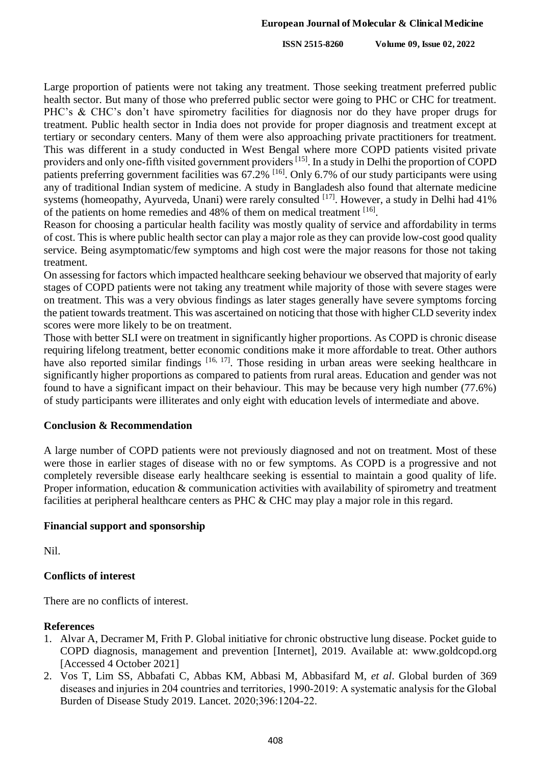Large proportion of patients were not taking any treatment. Those seeking treatment preferred public health sector. But many of those who preferred public sector were going to PHC or CHC for treatment. PHC's & CHC's don't have spirometry facilities for diagnosis nor do they have proper drugs for treatment. Public health sector in India does not provide for proper diagnosis and treatment except at tertiary or secondary centers. Many of them were also approaching private practitioners for treatment. This was different in a study conducted in West Bengal where more COPD patients visited private providers and only one-fifth visited government providers [15]. In a study in Delhi the proportion of COPD patients preferring government facilities was 67.2% [16]. Only 6.7% of our study participants were using any of traditional Indian system of medicine. A study in Bangladesh also found that alternate medicine systems (homeopathy, Ayurveda, Unani) were rarely consulted [17]. However, a study in Delhi had 41% of the patients on home remedies and 48% of them on medical treatment [16].

Reason for choosing a particular health facility was mostly quality of service and affordability in terms of cost. This is where public health sector can play a major role as they can provide low-cost good quality service. Being asymptomatic/few symptoms and high cost were the major reasons for those not taking treatment.

On assessing for factors which impacted healthcare seeking behaviour we observed that majority of early stages of COPD patients were not taking any treatment while majority of those with severe stages were on treatment. This was a very obvious findings as later stages generally have severe symptoms forcing the patient towards treatment. This was ascertained on noticing that those with higher CLD severity index scores were more likely to be on treatment.

Those with better SLI were on treatment in significantly higher proportions. As COPD is chronic disease requiring lifelong treatment, better economic conditions make it more affordable to treat. Other authors have also reported similar findings [16, 17]. Those residing in urban areas were seeking healthcare in significantly higher proportions as compared to patients from rural areas. Education and gender was not found to have a significant impact on their behaviour. This may be because very high number (77.6%) of study participants were illiterates and only eight with education levels of intermediate and above.

## Conclusion & Recommendation

A large number of COPD patients were not previously diagnosed and not on treatment. Most of these were those in earlier stages of disease with no or few symptoms. As COPD is a progressive and not completely reversible disease early healthcare seeking is essential to maintain a good quality of life. Proper information, education & communication activities with availability of spirometry and treatment facilities at peripheral healthcare centers as PHC & CHC may play a major role in this regard.

## Financial support and sponsorship

Nil.

## Conflicts of interest

There are no conflicts of interest.

## References

1. Alvar A, Decramer M, Frith P. Global initiative for chronic obstructive lung disease. Pocket guide to COPD diagnosis, management and prevention [Internet], 2019. Available at: www.goldcopd.org [Accessed 4 October 2021]
2. Vos T, Lim SS, Abbafati C, Abbas KM, Abbasi M, Abbasifard M, *et al*. Global burden of 369 diseases and injuries in 204 countries and territories, 1990-2019: A systematic analysis for the Global Burden of Disease Study 2019. Lancet. 2020;396:1204-22.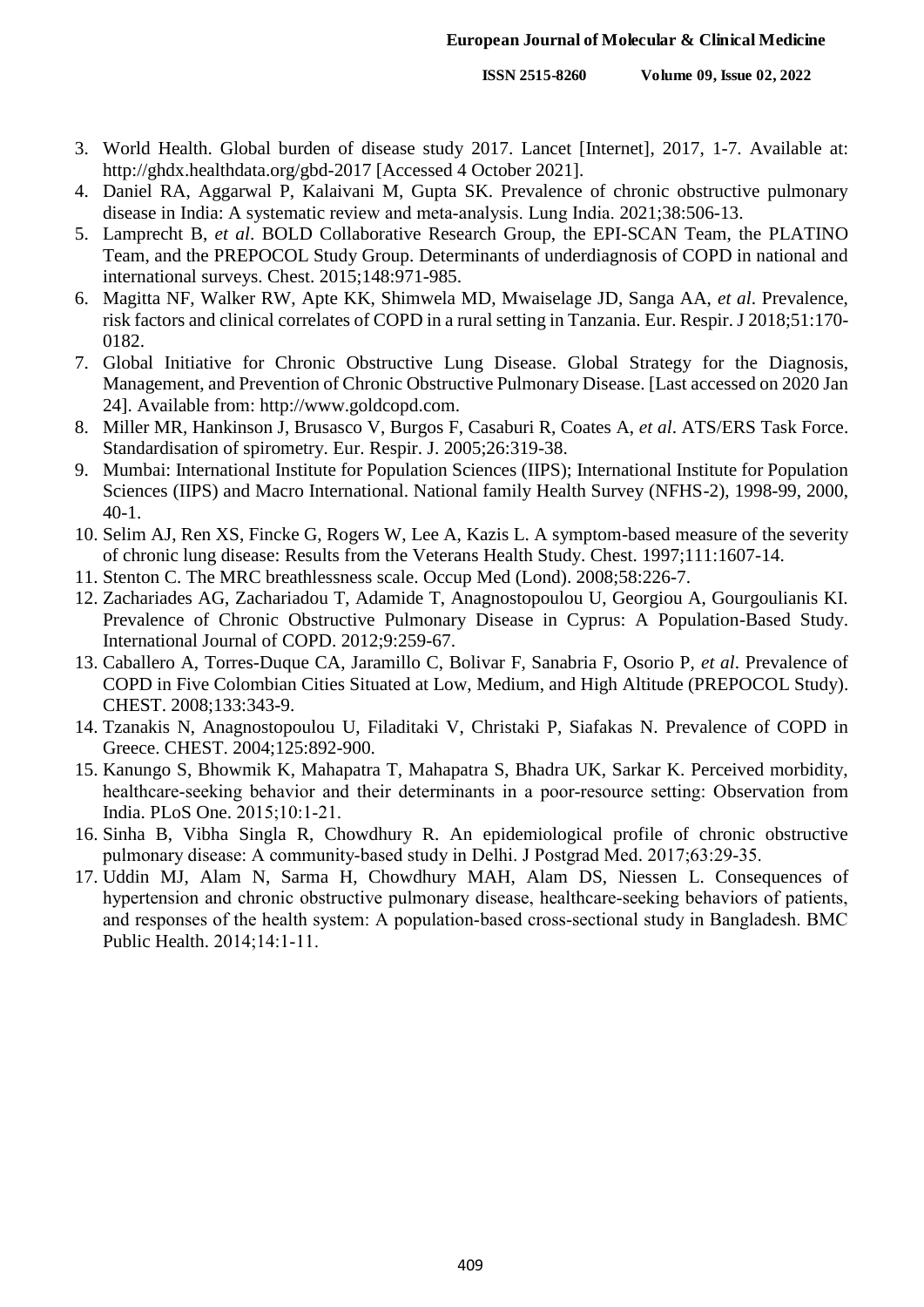3. World Health. Global burden of disease study 2017. Lancet [Internet], 2017, 1-7. Available at: http://ghdx.healthdata.org/gbd-2017 [Accessed 4 October 2021].
4. Daniel RA, Aggarwal P, Kalaivani M, Gupta SK. Prevalence of chronic obstructive pulmonary disease in India: A systematic review and meta-analysis. Lung India. 2021;38:506-13.
5. Lamprecht B, *et al*. BOLD Collaborative Research Group, the EPI-SCAN Team, the PLATINO Team, and the PREPOCOL Study Group. Determinants of underdiagnosis of COPD in national and international surveys. Chest. 2015;148:971-985.
6. Magitta NF, Walker RW, Apte KK, Shimwela MD, Mwaiselage JD, Sanga AA, *et al*. Prevalence, risk factors and clinical correlates of COPD in a rural setting in Tanzania. Eur. Respir. J 2018;51:170-0182.
7. Global Initiative for Chronic Obstructive Lung Disease. Global Strategy for the Diagnosis, Management, and Prevention of Chronic Obstructive Pulmonary Disease. [Last accessed on 2020 Jan 24]. Available from: http://www.goldcopd.com.
8. Miller MR, Hankinson J, Brusasco V, Burgos F, Casaburi R, Coates A, *et al*. ATS/ERS Task Force. Standardisation of spirometry. Eur. Respir. J. 2005;26:319-38.
9. Mumbai: International Institute for Population Sciences (IIPS); International Institute for Population Sciences (IIPS) and Macro International. National family Health Survey (NFHS-2), 1998-99, 2000, 40-1.
10. Selim AJ, Ren XS, Fincke G, Rogers W, Lee A, Kazis L. A symptom-based measure of the severity of chronic lung disease: Results from the Veterans Health Study. Chest. 1997;111:1607-14.
11. Stenton C. The MRC breathlessness scale. Occup Med (Lond). 2008;58:226-7.
12. Zachariades AG, Zachariadou T, Adamide T, Anagnostopoulou U, Georgiou A, Gourgoulianis KI. Prevalence of Chronic Obstructive Pulmonary Disease in Cyprus: A Population-Based Study. International Journal of COPD. 2012;9:259-67.
13. Caballero A, Torres-Duque CA, Jaramillo C, Bolivar F, Sanabria F, Osorio P, *et al*. Prevalence of COPD in Five Colombian Cities Situated at Low, Medium, and High Altitude (PREPOCOL Study). CHEST. 2008;133:343-9.
14. Tzanakis N, Anagnostopoulou U, Filaditaki V, Christaki P, Siafakas N. Prevalence of COPD in Greece. CHEST. 2004;125:892-900.
15. Kanungo S, Bhowmik K, Mahapatra T, Mahapatra S, Bhadra UK, Sarkar K. Perceived morbidity, healthcare-seeking behavior and their determinants in a poor-resource setting: Observation from India. PLoS One. 2015;10:1-21.
16. Sinha B, Vibha Singla R, Chowdhury R. An epidemiological profile of chronic obstructive pulmonary disease: A community-based study in Delhi. J Postgrad Med. 2017;63:29-35.
17. Uddin MJ, Alam N, Sarma H, Chowdhury MAH, Alam DS, Niessen L. Consequences of hypertension and chronic obstructive pulmonary disease, healthcare-seeking behaviors of patients, and responses of the health system: A population-based cross-sectional study in Bangladesh. BMC Public Health. 2014;14:1-11.